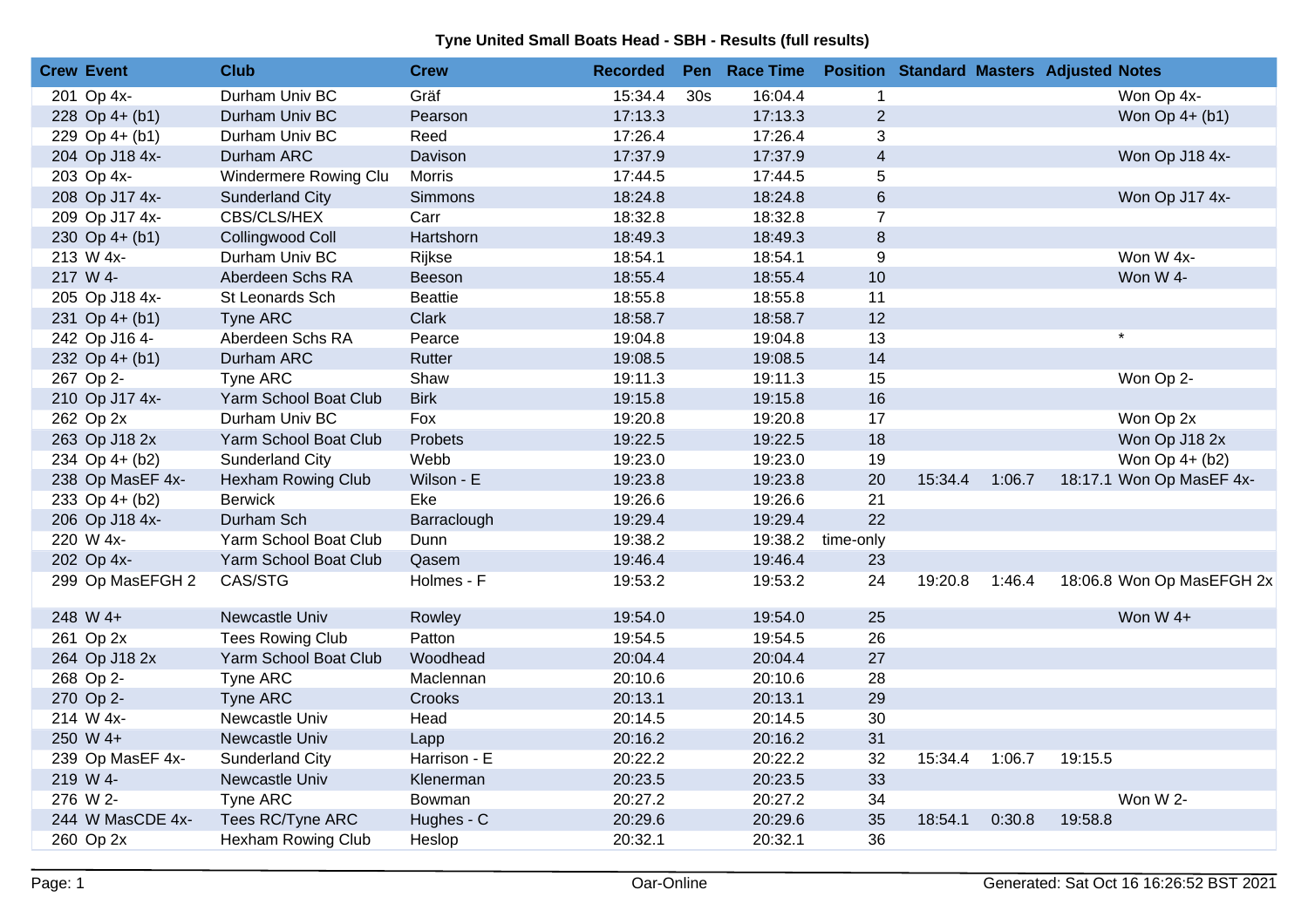**Tyne United Small Boats Head - SBH - Results (full results)**

| Crew | Event | Club | Crew | Recorded | Pen | Race Time | Position | Standard | Masters | Adjusted | Notes |
|---|---|---|---|---|---|---|---|---|---|---|---|
| 201 | Op 4x- | Durham Univ BC | Gräf | 15:34.4 | 30s | 16:04.4 | 1 | | | | Won Op 4x- |
| 228 | Op 4+ (b1) | Durham Univ BC | Pearson | 17:13.3 | | 17:13.3 | 2 | | | | Won Op 4+ (b1) |
| 229 | Op 4+ (b1) | Durham Univ BC | Reed | 17:26.4 | | 17:26.4 | 3 | | | | |
| 204 | Op J18 4x- | Durham ARC | Davison | 17:37.9 | | 17:37.9 | 4 | | | | Won Op J18 4x- |
| 203 | Op 4x- | Windermere Rowing Clu | Morris | 17:44.5 | | 17:44.5 | 5 | | | | |
| 208 | Op J17 4x- | Sunderland City | Simmons | 18:24.8 | | 18:24.8 | 6 | | | | Won Op J17 4x- |
| 209 | Op J17 4x- | CBS/CLS/HEX | Carr | 18:32.8 | | 18:32.8 | 7 | | | | |
| 230 | Op 4+ (b1) | Collingwood Coll | Hartshorn | 18:49.3 | | 18:49.3 | 8 | | | | |
| 213 | W 4x- | Durham Univ BC | Rijkse | 18:54.1 | | 18:54.1 | 9 | | | | Won W 4x- |
| 217 | W 4- | Aberdeen Schs RA | Beeson | 18:55.4 | | 18:55.4 | 10 | | | | Won W 4- |
| 205 | Op J18 4x- | St Leonards Sch | Beattie | 18:55.8 | | 18:55.8 | 11 | | | | |
| 231 | Op 4+ (b1) | Tyne ARC | Clark | 18:58.7 | | 18:58.7 | 12 | | | | |
| 242 | Op J16 4- | Aberdeen Schs RA | Pearce | 19:04.8 | | 19:04.8 | 13 | | | | * |
| 232 | Op 4+ (b1) | Durham ARC | Rutter | 19:08.5 | | 19:08.5 | 14 | | | | |
| 267 | Op 2- | Tyne ARC | Shaw | 19:11.3 | | 19:11.3 | 15 | | | | Won Op 2- |
| 210 | Op J17 4x- | Yarm School Boat Club | Birk | 19:15.8 | | 19:15.8 | 16 | | | | |
| 262 | Op 2x | Durham Univ BC | Fox | 19:20.8 | | 19:20.8 | 17 | | | | Won Op 2x |
| 263 | Op J18 2x | Yarm School Boat Club | Probets | 19:22.5 | | 19:22.5 | 18 | | | | Won Op J18 2x |
| 234 | Op 4+ (b2) | Sunderland City | Webb | 19:23.0 | | 19:23.0 | 19 | | | | Won Op 4+ (b2) |
| 238 | Op MasEF 4x- | Hexham Rowing Club | Wilson - E | 19:23.8 | | 19:23.8 | 20 | 15:34.4 | 1:06.7 | 18:17.1 | Won Op MasEF 4x- |
| 233 | Op 4+ (b2) | Berwick | Eke | 19:26.6 | | 19:26.6 | 21 | | | | |
| 206 | Op J18 4x- | Durham Sch | Barraclough | 19:29.4 | | 19:29.4 | 22 | | | | |
| 220 | W 4x- | Yarm School Boat Club | Dunn | 19:38.2 | | 19:38.2 | time-only | | | | |
| 202 | Op 4x- | Yarm School Boat Club | Qasem | 19:46.4 | | 19:46.4 | 23 | | | | |
| 299 | Op MasEFGH 2 | CAS/STG | Holmes - F | 19:53.2 | | 19:53.2 | 24 | 19:20.8 | 1:46.4 | 18:06.8 | Won Op MasEFGH 2x |
| 248 | W 4+ | Newcastle Univ | Rowley | 19:54.0 | | 19:54.0 | 25 | | | | Won W 4+ |
| 261 | Op 2x | Tees Rowing Club | Patton | 19:54.5 | | 19:54.5 | 26 | | | | |
| 264 | Op J18 2x | Yarm School Boat Club | Woodhead | 20:04.4 | | 20:04.4 | 27 | | | | |
| 268 | Op 2- | Tyne ARC | Maclennan | 20:10.6 | | 20:10.6 | 28 | | | | |
| 270 | Op 2- | Tyne ARC | Crooks | 20:13.1 | | 20:13.1 | 29 | | | | |
| 214 | W 4x- | Newcastle Univ | Head | 20:14.5 | | 20:14.5 | 30 | | | | |
| 250 | W 4+ | Newcastle Univ | Lapp | 20:16.2 | | 20:16.2 | 31 | | | | |
| 239 | Op MasEF 4x- | Sunderland City | Harrison - E | 20:22.2 | | 20:22.2 | 32 | 15:34.4 | 1:06.7 | 19:15.5 | |
| 219 | W 4- | Newcastle Univ | Klenerman | 20:23.5 | | 20:23.5 | 33 | | | | |
| 276 | W 2- | Tyne ARC | Bowman | 20:27.2 | | 20:27.2 | 34 | | | | Won W 2- |
| 244 | W MasCDE 4x- | Tees RC/Tyne ARC | Hughes - C | 20:29.6 | | 20:29.6 | 35 | 18:54.1 | 0:30.8 | 19:58.8 | |
| 260 | Op 2x | Hexham Rowing Club | Heslop | 20:32.1 | | 20:32.1 | 36 | | | | |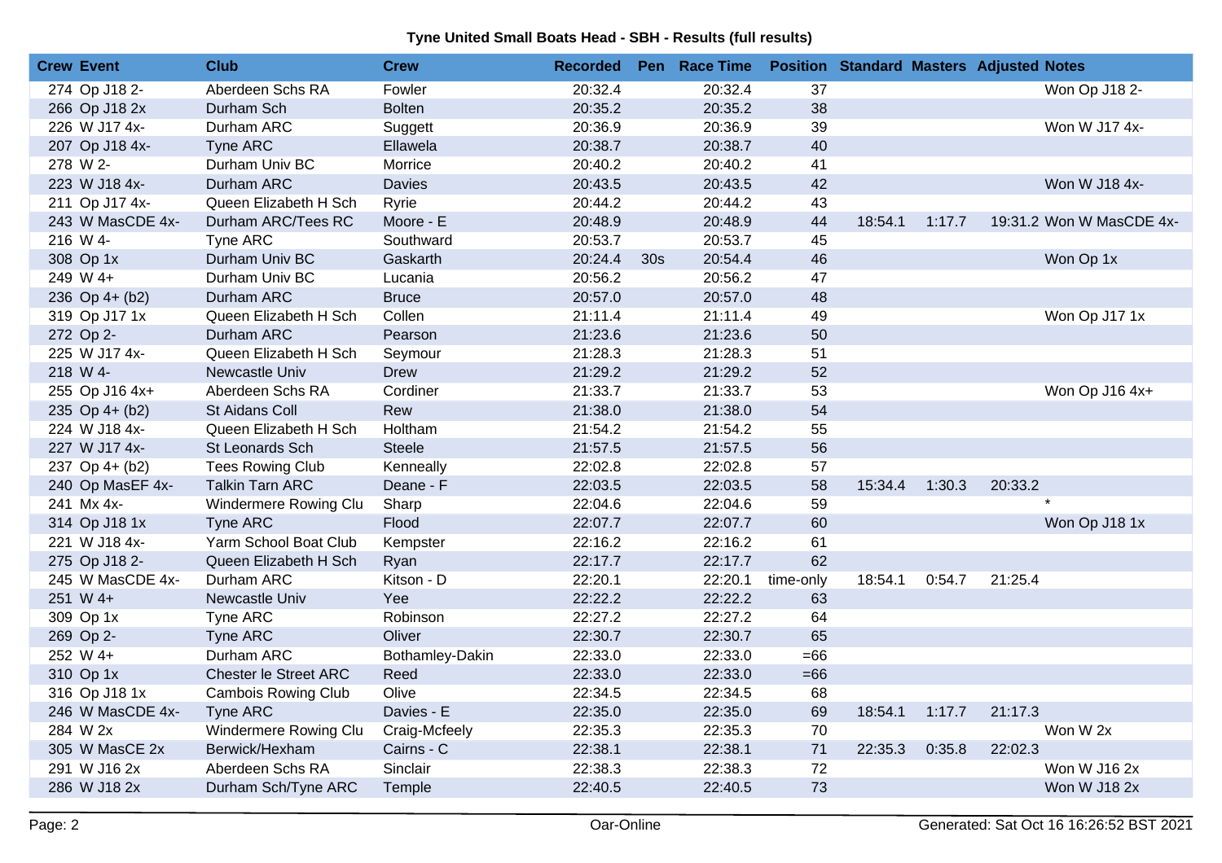**Tyne United Small Boats Head - SBH - Results (full results)**

| Crew | Event | Club | Crew | Recorded | Pen | Race Time | Position | Standard | Masters | Adjusted | Notes |
|---|---|---|---|---|---|---|---|---|---|---|---|
| 274 | Op J18 2- | Aberdeen Schs RA | Fowler | 20:32.4 | | 20:32.4 | 37 | | | | Won Op J18 2- |
| 266 | Op J18 2x | Durham Sch | Bolten | 20:35.2 | | 20:35.2 | 38 | | | | |
| 226 | W J17 4x- | Durham ARC | Suggett | 20:36.9 | | 20:36.9 | 39 | | | | Won W J17 4x- |
| 207 | Op J18 4x- | Tyne ARC | Ellawela | 20:38.7 | | 20:38.7 | 40 | | | | |
| 278 | W 2- | Durham Univ BC | Morrice | 20:40.2 | | 20:40.2 | 41 | | | | |
| 223 | W J18 4x- | Durham ARC | Davies | 20:43.5 | | 20:43.5 | 42 | | | | Won W J18 4x- |
| 211 | Op J17 4x- | Queen Elizabeth H Sch | Ryrie | 20:44.2 | | 20:44.2 | 43 | | | | |
| 243 | W MasCDE 4x- | Durham ARC/Tees RC | Moore - E | 20:48.9 | | 20:48.9 | 44 | 18:54.1 | 1:17.7 | 19:31.2 | Won W MasCDE 4x- |
| 216 | W 4- | Tyne ARC | Southward | 20:53.7 | | 20:53.7 | 45 | | | | |
| 308 | Op 1x | Durham Univ BC | Gaskarth | 20:24.4 | 30s | 20:54.4 | 46 | | | | Won Op 1x |
| 249 | W 4+ | Durham Univ BC | Lucania | 20:56.2 | | 20:56.2 | 47 | | | | |
| 236 | Op 4+ (b2) | Durham ARC | Bruce | 20:57.0 | | 20:57.0 | 48 | | | | |
| 319 | Op J17 1x | Queen Elizabeth H Sch | Collen | 21:11.4 | | 21:11.4 | 49 | | | | Won Op J17 1x |
| 272 | Op 2- | Durham ARC | Pearson | 21:23.6 | | 21:23.6 | 50 | | | | |
| 225 | W J17 4x- | Queen Elizabeth H Sch | Seymour | 21:28.3 | | 21:28.3 | 51 | | | | |
| 218 | W 4- | Newcastle Univ | Drew | 21:29.2 | | 21:29.2 | 52 | | | | |
| 255 | Op J16 4x+ | Aberdeen Schs RA | Cordiner | 21:33.7 | | 21:33.7 | 53 | | | | Won Op J16 4x+ |
| 235 | Op 4+ (b2) | St Aidans Coll | Rew | 21:38.0 | | 21:38.0 | 54 | | | | |
| 224 | W J18 4x- | Queen Elizabeth H Sch | Holtham | 21:54.2 | | 21:54.2 | 55 | | | | |
| 227 | W J17 4x- | St Leonards Sch | Steele | 21:57.5 | | 21:57.5 | 56 | | | | |
| 237 | Op 4+ (b2) | Tees Rowing Club | Kenneally | 22:02.8 | | 22:02.8 | 57 | | | | |
| 240 | Op MasEF 4x- | Talkin Tarn ARC | Deane - F | 22:03.5 | | 22:03.5 | 58 | 15:34.4 | 1:30.3 | 20:33.2 | |
| 241 | Mx 4x- | Windermere Rowing Clu | Sharp | 22:04.6 | | 22:04.6 | 59 | | | | * |
| 314 | Op J18 1x | Tyne ARC | Flood | 22:07.7 | | 22:07.7 | 60 | | | | Won Op J18 1x |
| 221 | W J18 4x- | Yarm School Boat Club | Kempster | 22:16.2 | | 22:16.2 | 61 | | | | |
| 275 | Op J18 2- | Queen Elizabeth H Sch | Ryan | 22:17.7 | | 22:17.7 | 62 | | | | |
| 245 | W MasCDE 4x- | Durham ARC | Kitson - D | 22:20.1 | | 22:20.1 | time-only | 18:54.1 | 0:54.7 | 21:25.4 | |
| 251 | W 4+ | Newcastle Univ | Yee | 22:22.2 | | 22:22.2 | 63 | | | | |
| 309 | Op 1x | Tyne ARC | Robinson | 22:27.2 | | 22:27.2 | 64 | | | | |
| 269 | Op 2- | Tyne ARC | Oliver | 22:30.7 | | 22:30.7 | 65 | | | | |
| 252 | W 4+ | Durham ARC | Bothamley-Dakin | 22:33.0 | | 22:33.0 | =66 | | | | |
| 310 | Op 1x | Chester le Street ARC | Reed | 22:33.0 | | 22:33.0 | =66 | | | | |
| 316 | Op J18 1x | Cambois Rowing Club | Olive | 22:34.5 | | 22:34.5 | 68 | | | | |
| 246 | W MasCDE 4x- | Tyne ARC | Davies - E | 22:35.0 | | 22:35.0 | 69 | 18:54.1 | 1:17.7 | 21:17.3 | |
| 284 | W 2x | Windermere Rowing Clu | Craig-Mcfeely | 22:35.3 | | 22:35.3 | 70 | | | | Won W 2x |
| 305 | W MasCE 2x | Berwick/Hexham | Cairns - C | 22:38.1 | | 22:38.1 | 71 | 22:35.3 | 0:35.8 | 22:02.3 | |
| 291 | W J16 2x | Aberdeen Schs RA | Sinclair | 22:38.3 | | 22:38.3 | 72 | | | | Won W J16 2x |
| 286 | W J18 2x | Durham Sch/Tyne ARC | Temple | 22:40.5 | | 22:40.5 | 73 | | | | Won W J18 2x |

Oar-Online — Generated: Sat Oct 16 16:26:52 BST 2021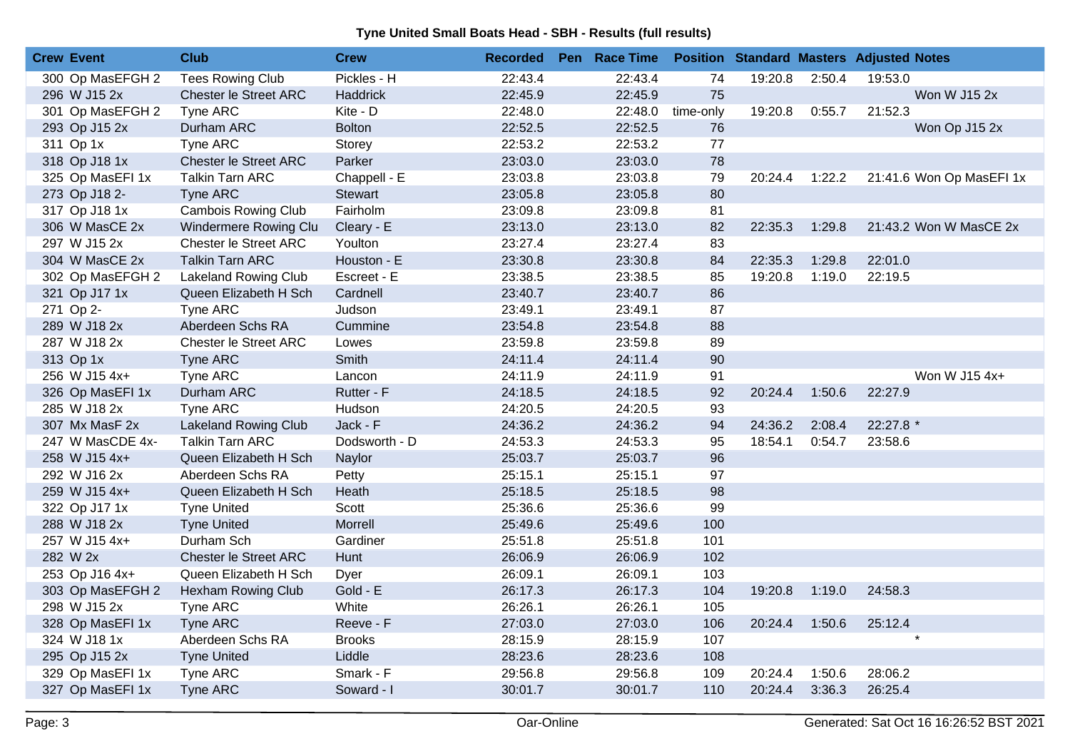**Tyne United Small Boats Head - SBH - Results (full results)**

| Crew | Event | Club | Crew | Recorded | Pen | Race Time | Position | Standard | Masters | Adjusted | Notes |
|---|---|---|---|---|---|---|---|---|---|---|---|
| 300 | Op MasEFGH 2 | Tees Rowing Club | Pickles - H | 22:43.4 | | 22:43.4 | 74 | 19:20.8 | 2:50.4 | 19:53.0 | |
| 296 | W J15 2x | Chester le Street ARC | Haddrick | 22:45.9 | | 22:45.9 | 75 | | | | Won W J15 2x |
| 301 | Op MasEFGH 2 | Tyne ARC | Kite - D | 22:48.0 | | 22:48.0 | time-only | 19:20.8 | 0:55.7 | 21:52.3 | |
| 293 | Op J15 2x | Durham ARC | Bolton | 22:52.5 | | 22:52.5 | 76 | | | | Won Op J15 2x |
| 311 | Op 1x | Tyne ARC | Storey | 22:53.2 | | 22:53.2 | 77 | | | | |
| 318 | Op J18 1x | Chester le Street ARC | Parker | 23:03.0 | | 23:03.0 | 78 | | | | |
| 325 | Op MasEFI 1x | Talkin Tarn ARC | Chappell - E | 23:03.8 | | 23:03.8 | 79 | 20:24.4 | 1:22.2 | 21:41.6 | Won Op MasEFI 1x |
| 273 | Op J18 2- | Tyne ARC | Stewart | 23:05.8 | | 23:05.8 | 80 | | | | |
| 317 | Op J18 1x | Cambois Rowing Club | Fairholm | 23:09.8 | | 23:09.8 | 81 | | | | |
| 306 | W MasCE 2x | Windermere Rowing Clu | Cleary - E | 23:13.0 | | 23:13.0 | 82 | 22:35.3 | 1:29.8 | 21:43.2 | Won W MasCE 2x |
| 297 | W J15 2x | Chester le Street ARC | Youlton | 23:27.4 | | 23:27.4 | 83 | | | | |
| 304 | W MasCE 2x | Talkin Tarn ARC | Houston - E | 23:30.8 | | 23:30.8 | 84 | 22:35.3 | 1:29.8 | 22:01.0 | |
| 302 | Op MasEFGH 2 | Lakeland Rowing Club | Escreet - E | 23:38.5 | | 23:38.5 | 85 | 19:20.8 | 1:19.0 | 22:19.5 | |
| 321 | Op J17 1x | Queen Elizabeth H Sch | Cardnell | 23:40.7 | | 23:40.7 | 86 | | | | |
| 271 | Op 2- | Tyne ARC | Judson | 23:49.1 | | 23:49.1 | 87 | | | | |
| 289 | W J18 2x | Aberdeen Schs RA | Cummine | 23:54.8 | | 23:54.8 | 88 | | | | |
| 287 | W J18 2x | Chester le Street ARC | Lowes | 23:59.8 | | 23:59.8 | 89 | | | | |
| 313 | Op 1x | Tyne ARC | Smith | 24:11.4 | | 24:11.4 | 90 | | | | |
| 256 | W J15 4x+ | Tyne ARC | Lancon | 24:11.9 | | 24:11.9 | 91 | | | | Won W J15 4x+ |
| 326 | Op MasEFI 1x | Durham ARC | Rutter - F | 24:18.5 | | 24:18.5 | 92 | 20:24.4 | 1:50.6 | 22:27.9 | |
| 285 | W J18 2x | Tyne ARC | Hudson | 24:20.5 | | 24:20.5 | 93 | | | | |
| 307 | Mx MasF 2x | Lakeland Rowing Club | Jack - F | 24:36.2 | | 24:36.2 | 94 | 24:36.2 | 2:08.4 | 22:27.8 * | |
| 247 | W MasCDE 4x- | Talkin Tarn ARC | Dodsworth - D | 24:53.3 | | 24:53.3 | 95 | 18:54.1 | 0:54.7 | 23:58.6 | |
| 258 | W J15 4x+ | Queen Elizabeth H Sch | Naylor | 25:03.7 | | 25:03.7 | 96 | | | | |
| 292 | W J16 2x | Aberdeen Schs RA | Petty | 25:15.1 | | 25:15.1 | 97 | | | | |
| 259 | W J15 4x+ | Queen Elizabeth H Sch | Heath | 25:18.5 | | 25:18.5 | 98 | | | | |
| 322 | Op J17 1x | Tyne United | Scott | 25:36.6 | | 25:36.6 | 99 | | | | |
| 288 | W J18 2x | Tyne United | Morrell | 25:49.6 | | 25:49.6 | 100 | | | | |
| 257 | W J15 4x+ | Durham Sch | Gardiner | 25:51.8 | | 25:51.8 | 101 | | | | |
| 282 | W 2x | Chester le Street ARC | Hunt | 26:06.9 | | 26:06.9 | 102 | | | | |
| 253 | Op J16 4x+ | Queen Elizabeth H Sch | Dyer | 26:09.1 | | 26:09.1 | 103 | | | | |
| 303 | Op MasEFGH 2 | Hexham Rowing Club | Gold - E | 26:17.3 | | 26:17.3 | 104 | 19:20.8 | 1:19.0 | 24:58.3 | |
| 298 | W J15 2x | Tyne ARC | White | 26:26.1 | | 26:26.1 | 105 | | | | |
| 328 | Op MasEFI 1x | Tyne ARC | Reeve - F | 27:03.0 | | 27:03.0 | 106 | 20:24.4 | 1:50.6 | 25:12.4 | |
| 324 | W J18 1x | Aberdeen Schs RA | Brooks | 28:15.9 | | 28:15.9 | 107 | | | * | |
| 295 | Op J15 2x | Tyne United | Liddle | 28:23.6 | | 28:23.6 | 108 | | | | |
| 329 | Op MasEFI 1x | Tyne ARC | Smark - F | 29:56.8 | | 29:56.8 | 109 | 20:24.4 | 1:50.6 | 28:06.2 | |
| 327 | Op MasEFI 1x | Tyne ARC | Soward - I | 30:01.7 | | 30:01.7 | 110 | 20:24.4 | 3:36.3 | 26:25.4 | |

Oar-Online

Generated: Sat Oct 16 16:26:52 BST 2021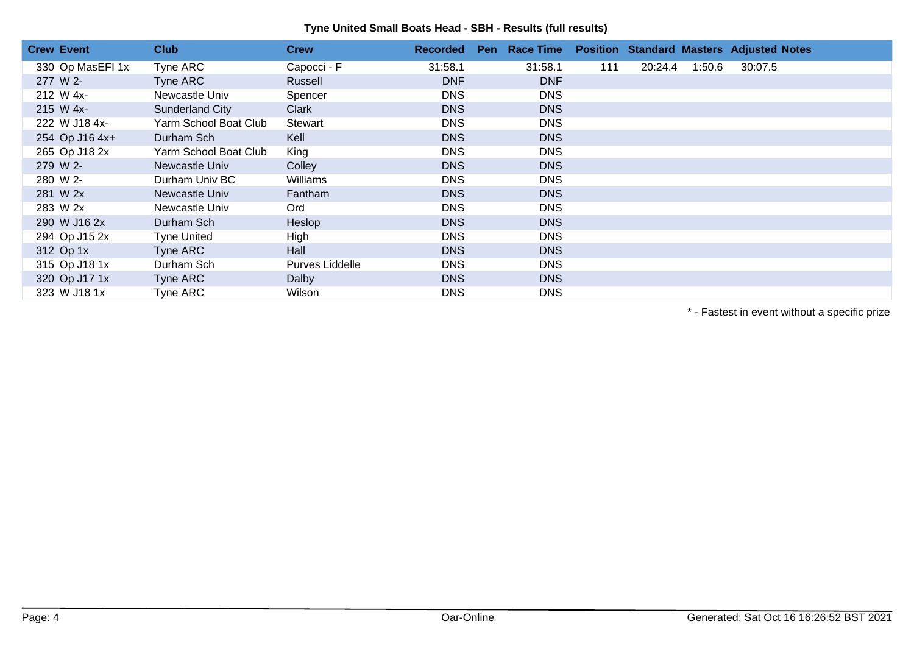**Tyne United Small Boats Head - SBH - Results (full results)**

| Crew | Event | Club | Crew | Recorded | Pen | Race Time | Position | Standard | Masters | Adjusted | Notes |
|---|---|---|---|---|---|---|---|---|---|---|---|
| 330 | Op MasEFI 1x | Tyne ARC | Capocci - F | 31:58.1 | | 31:58.1 | 111 | 20:24.4 | 1:50.6 | 30:07.5 | |
| 277 | W 2- | Tyne ARC | Russell | DNF | | DNF | | | | | |
| 212 | W 4x- | Newcastle Univ | Spencer | DNS | | DNS | | | | | |
| 215 | W 4x- | Sunderland City | Clark | DNS | | DNS | | | | | |
| 222 | W J18 4x- | Yarm School Boat Club | Stewart | DNS | | DNS | | | | | |
| 254 | Op J16 4x+ | Durham Sch | Kell | DNS | | DNS | | | | | |
| 265 | Op J18 2x | Yarm School Boat Club | King | DNS | | DNS | | | | | |
| 279 | W 2- | Newcastle Univ | Colley | DNS | | DNS | | | | | |
| 280 | W 2- | Durham Univ BC | Williams | DNS | | DNS | | | | | |
| 281 | W 2x | Newcastle Univ | Fantham | DNS | | DNS | | | | | |
| 283 | W 2x | Newcastle Univ | Ord | DNS | | DNS | | | | | |
| 290 | W J16 2x | Durham Sch | Heslop | DNS | | DNS | | | | | |
| 294 | Op J15 2x | Tyne United | High | DNS | | DNS | | | | | |
| 312 | Op 1x | Tyne ARC | Hall | DNS | | DNS | | | | | |
| 315 | Op J18 1x | Durham Sch | Purves Liddelle | DNS | | DNS | | | | | |
| 320 | Op J17 1x | Tyne ARC | Dalby | DNS | | DNS | | | | | |
| 323 | W J18 1x | Tyne ARC | Wilson | DNS | | DNS | | | | | |

* - Fastest in event without a specific prize

Oar-Online

Generated: Sat Oct 16 16:26:52 BST 2021